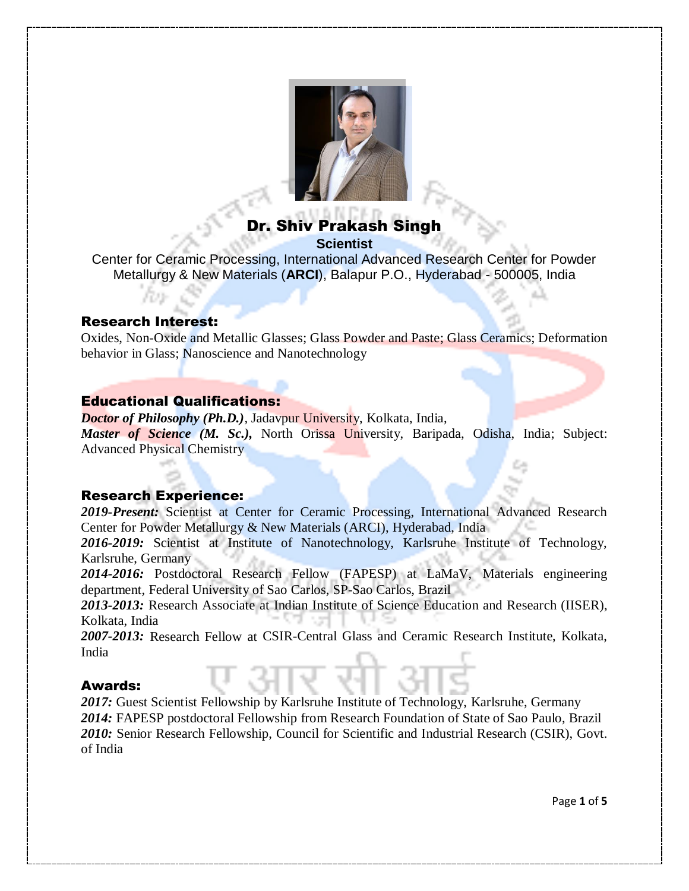# Dr. Shiv Prakash Singh

**Scientist**

Center for Ceramic Processing, International Advanced Research Center for Powder Metallurgy & New Materials (**ARCI**), Balapur P.O., Hyderabad - 500005, India

## Research Interest:

Oxides, Non-Oxide and Metallic Glasses; Glass Powder and Paste; Glass Ceramics; Deformation behavior in Glass; Nanoscience and Nanotechnology

## Educational Qualifications:

***Doctor of Philosophy (Ph.D.)***, Jadavpur University, Kolkata, India,
***Master of Science (M. Sc.),*** North Orissa University, Baripada, Odisha, India; Subject: Advanced Physical Chemistry

## Research Experience:

***2019-Present:*** Scientist at Center for Ceramic Processing, International Advanced Research Center for Powder Metallurgy & New Materials (ARCI), Hyderabad, India

***2016-2019:*** Scientist at Institute of Nanotechnology, Karlsruhe Institute of Technology, Karlsruhe, Germany

***2014-2016:*** Postdoctoral Research Fellow (FAPESP) at LaMaV, Materials engineering department, Federal University of Sao Carlos, SP-Sao Carlos, Brazil

***2013-2013:*** Research Associate at Indian Institute of Science Education and Research (IISER), Kolkata, India

***2007-2013:*** Research Fellow at CSIR-Central Glass and Ceramic Research Institute, Kolkata, India

## Awards:

***2017:*** Guest Scientist Fellowship by Karlsruhe Institute of Technology, Karlsruhe, Germany

***2014:*** FAPESP postdoctoral Fellowship from Research Foundation of State of Sao Paulo, Brazil

***2010:*** Senior Research Fellowship, Council for Scientific and Industrial Research (CSIR), Govt. of India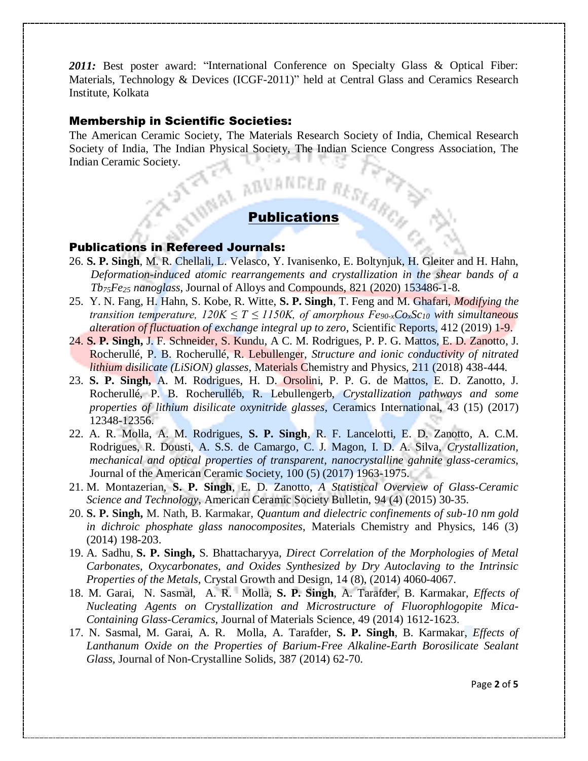**2011:** Best poster award: "International Conference on Specialty Glass & Optical Fiber: Materials, Technology & Devices (ICGF-2011)" held at Central Glass and Ceramics Research Institute, Kolkata

### Membership in Scientific Societies:

The American Ceramic Society, The Materials Research Society of India, Chemical Research Society of India, The Indian Physical Society, The Indian Science Congress Association, The Indian Ceramic Society.

## Publications

### Publications in Refereed Journals:

26. **S. P. Singh**, M. R. Chellali, L. Velasco, Y. Ivanisenko, E. Boltynjuk, H. Gleiter and H. Hahn, *Deformation-induced atomic rearrangements and crystallization in the shear bands of a $Tb_{75}Fe_{25}$ nanoglass*, Journal of Alloys and Compounds, 821 (2020) 153486-1-8.
25. Y. N. Fang, H. Hahn, S. Kobe, R. Witte, **S. P. Singh**, T. Feng and M. Ghafari, *Modifying the transition temperature, $120K \leq T \leq 1150K$, of amorphous $Fe_{90-x}Co_xSc_{10}$ with simultaneous alteration of fluctuation of exchange integral up to zero*, Scientific Reports, 412 (2019) 1-9.
24. **S. P. Singh,** J. F. Schneider, S. Kundu, A C. M. Rodrigues, P. P. G. Mattos, E. D. Zanotto, J. Rocherullé, P. B. Rocherullé, R. Lebullenger, *Structure and ionic conductivity of nitrated lithium disilicate (LiSiON) glasses*, Materials Chemistry and Physics, 211 (2018) 438-444.
23. **S. P. Singh,** A. M. Rodrigues, H. D. Orsolini, P. P. G. de Mattos, E. D. Zanotto, J. Rocherullé, P. B. Rocherulléb, R. Lebullengerb, *Crystallization pathways and some properties of lithium disilicate oxynitride glasses*, Ceramics International, 43 (15) (2017) 12348-12356.
22. A. R. Molla, A. M. Rodrigues, **S. P. Singh**, R. F. Lancelotti, E. D. Zanotto, A. C.M. Rodrigues, R. Dousti, A. S.S. de Camargo, C. J. Magon, I. D. A. Silva, *Crystallization, mechanical and optical properties of transparent, nanocrystalline gahnite glass-ceramics*, Journal of the American Ceramic Society, 100 (5) (2017) 1963-1975.
21. M. Montazerian, **S. P. Singh**, E. D. Zanotto, *A Statistical Overview of Glass-Ceramic Science and Technology*, American Ceramic Society Bulletin, 94 (4) (2015) 30-35.
20. **S. P. Singh,** M. Nath, B. Karmakar, *Quantum and dielectric confinements of sub-10 nm gold in dichroic phosphate glass nanocomposites*, Materials Chemistry and Physics, 146 (3) (2014) 198-203.
19. A. Sadhu, **S. P. Singh,** S. Bhattacharyya, *Direct Correlation of the Morphologies of Metal Carbonates, Oxycarbonates, and Oxides Synthesized by Dry Autoclaving to the Intrinsic Properties of the Metals,* Crystal Growth and Design, 14 (8), (2014) 4060-4067.
18. M. Garai, N. Sasmal, A. R. Molla, **S. P. Singh**, A. Tarafder, B. Karmakar, *Effects of Nucleating Agents on Crystallization and Microstructure of Fluorophlogopite Mica-Containing Glass-Ceramics*, Journal of Materials Science, 49 (2014) 1612-1623.
17. N. Sasmal, M. Garai, A. R. Molla, A. Tarafder, **S. P. Singh**, B. Karmakar, *Effects of Lanthanum Oxide on the Properties of Barium-Free Alkaline-Earth Borosilicate Sealant Glass,* Journal of Non-Crystalline Solids, 387 (2014) 62-70.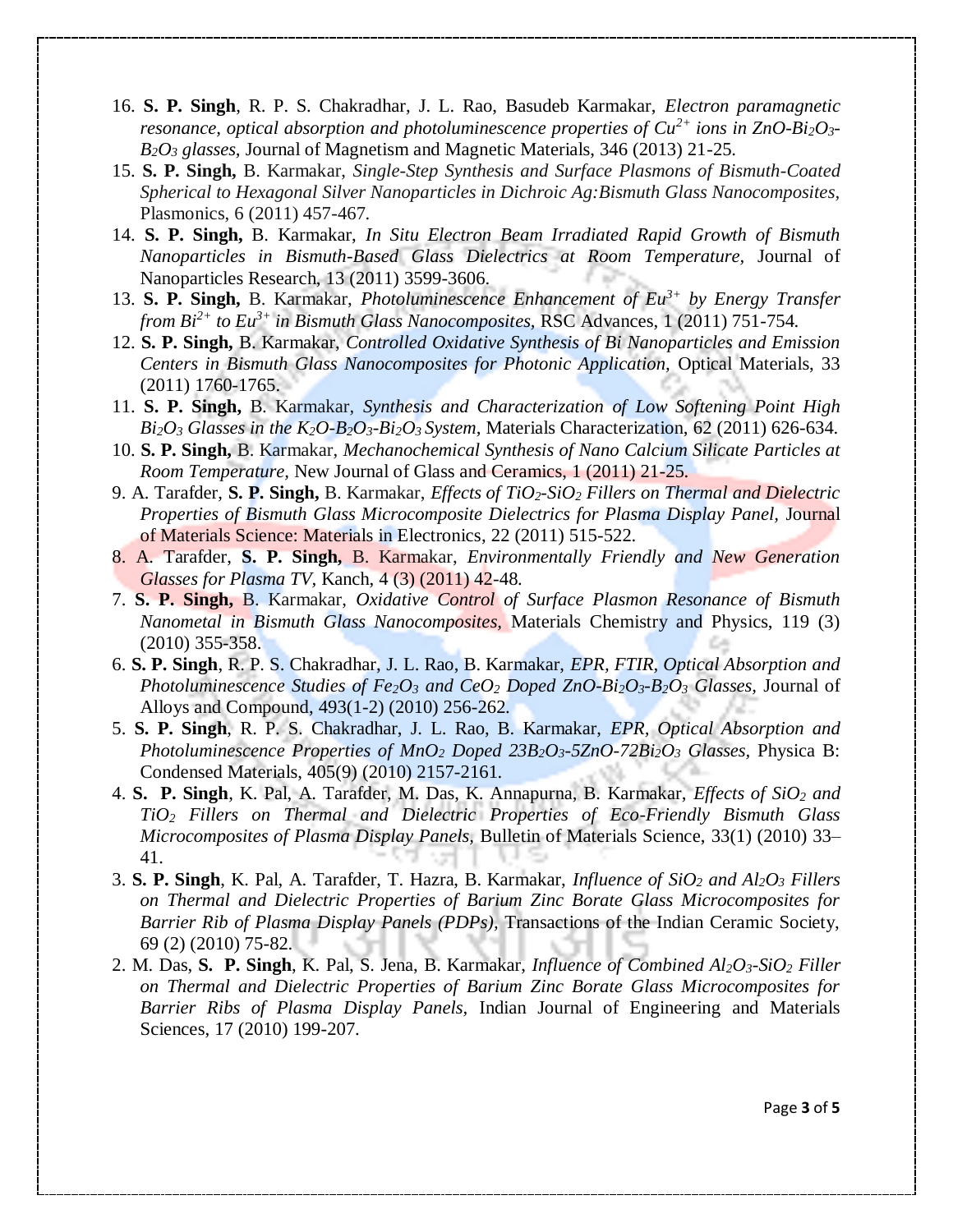16. **S. P. Singh**, R. P. S. Chakradhar, J. L. Rao, Basudeb Karmakar, *Electron paramagnetic resonance, optical absorption and photoluminescence properties of $Cu^{2+}$ ions in ZnO-$Bi_2O_3$-$B_2O_3$ glasses,* Journal of Magnetism and Magnetic Materials, 346 (2013) 21-25.
15. **S. P. Singh,** B. Karmakar, *Single-Step Synthesis and Surface Plasmons of Bismuth-Coated Spherical to Hexagonal Silver Nanoparticles in Dichroic Ag:Bismuth Glass Nanocomposites*, Plasmonics, 6 (2011) 457-467.
14. **S. P. Singh,** B. Karmakar, *In Situ Electron Beam Irradiated Rapid Growth of Bismuth Nanoparticles in Bismuth-Based Glass Dielectrics at Room Temperature,* Journal of Nanoparticles Research, 13 (2011) 3599-3606.
13. **S. P. Singh,** B. Karmakar, *Photoluminescence Enhancement of $Eu^{3+}$ by Energy Transfer from $Bi^{2+}$ to $Eu^{3+}$ in Bismuth Glass Nanocomposites,* RSC Advances, 1 (2011) 751-754.
12. **S. P. Singh,** B. Karmakar, *Controlled Oxidative Synthesis of Bi Nanoparticles and Emission Centers in Bismuth Glass Nanocomposites for Photonic Application,* Optical Materials, 33 (2011) 1760-1765.
11. **S. P. Singh,** B. Karmakar, *Synthesis and Characterization of Low Softening Point High $Bi_2O_3$ Glasses in the $K_2O$-$B_2O_3$-$Bi_2O_3$ System,* Materials Characterization, 62 (2011) 626-634.
10. **S. P. Singh,** B. Karmakar, *Mechanochemical Synthesis of Nano Calcium Silicate Particles at Room Temperature,* New Journal of Glass and Ceramics, 1 (2011) 21-25.
9. A. Tarafder, **S. P. Singh,** B. Karmakar, *Effects of $TiO_2$-$SiO_2$ Fillers on Thermal and Dielectric Properties of Bismuth Glass Microcomposite Dielectrics for Plasma Display Panel,* Journal of Materials Science: Materials in Electronics, 22 (2011) 515-522.
8. A. Tarafder, **S. P. Singh,** B. Karmakar, *Environmentally Friendly and New Generation Glasses for Plasma TV,* Kanch, 4 (3) (2011) 42-48.
7. **S. P. Singh,** B. Karmakar, *Oxidative Control of Surface Plasmon Resonance of Bismuth Nanometal in Bismuth Glass Nanocomposites,* Materials Chemistry and Physics, 119 (3) (2010) 355-358.
6. **S. P. Singh**, R. P. S. Chakradhar, J. L. Rao, B. Karmakar, *EPR, FTIR, Optical Absorption and Photoluminescence Studies of $Fe_2O_3$ and $CeO_2$ Doped ZnO-$Bi_2O_3$-$B_2O_3$ Glasses,* Journal of Alloys and Compound, 493(1-2) (2010) 256-262.
5. **S. P. Singh**, R. P. S. Chakradhar, J. L. Rao, B. Karmakar, *EPR, Optical Absorption and Photoluminescence Properties of $MnO_2$ Doped $23B_2O_3$-5ZnO-$72Bi_2O_3$ Glasses,* Physica B: Condensed Materials, 405(9) (2010) 2157-2161.
4. **S. P. Singh**, K. Pal, A. Tarafder, M. Das, K. Annapurna, B. Karmakar, *Effects of $SiO_2$ and $TiO_2$ Fillers on Thermal and Dielectric Properties of Eco-Friendly Bismuth Glass Microcomposites of Plasma Display Panels,* Bulletin of Materials Science, 33(1) (2010) 33–41.
3. **S. P. Singh**, K. Pal, A. Tarafder, T. Hazra, B. Karmakar, *Influence of $SiO_2$ and $Al_2O_3$ Fillers on Thermal and Dielectric Properties of Barium Zinc Borate Glass Microcomposites for Barrier Rib of Plasma Display Panels (PDPs),* Transactions of the Indian Ceramic Society, 69 (2) (2010) 75-82.
2. M. Das, **S. P. Singh**, K. Pal, S. Jena, B. Karmakar, *Influence of Combined $Al_2O_3$-$SiO_2$ Filler on Thermal and Dielectric Properties of Barium Zinc Borate Glass Microcomposites for Barrier Ribs of Plasma Display Panels,* Indian Journal of Engineering and Materials Sciences, 17 (2010) 199-207.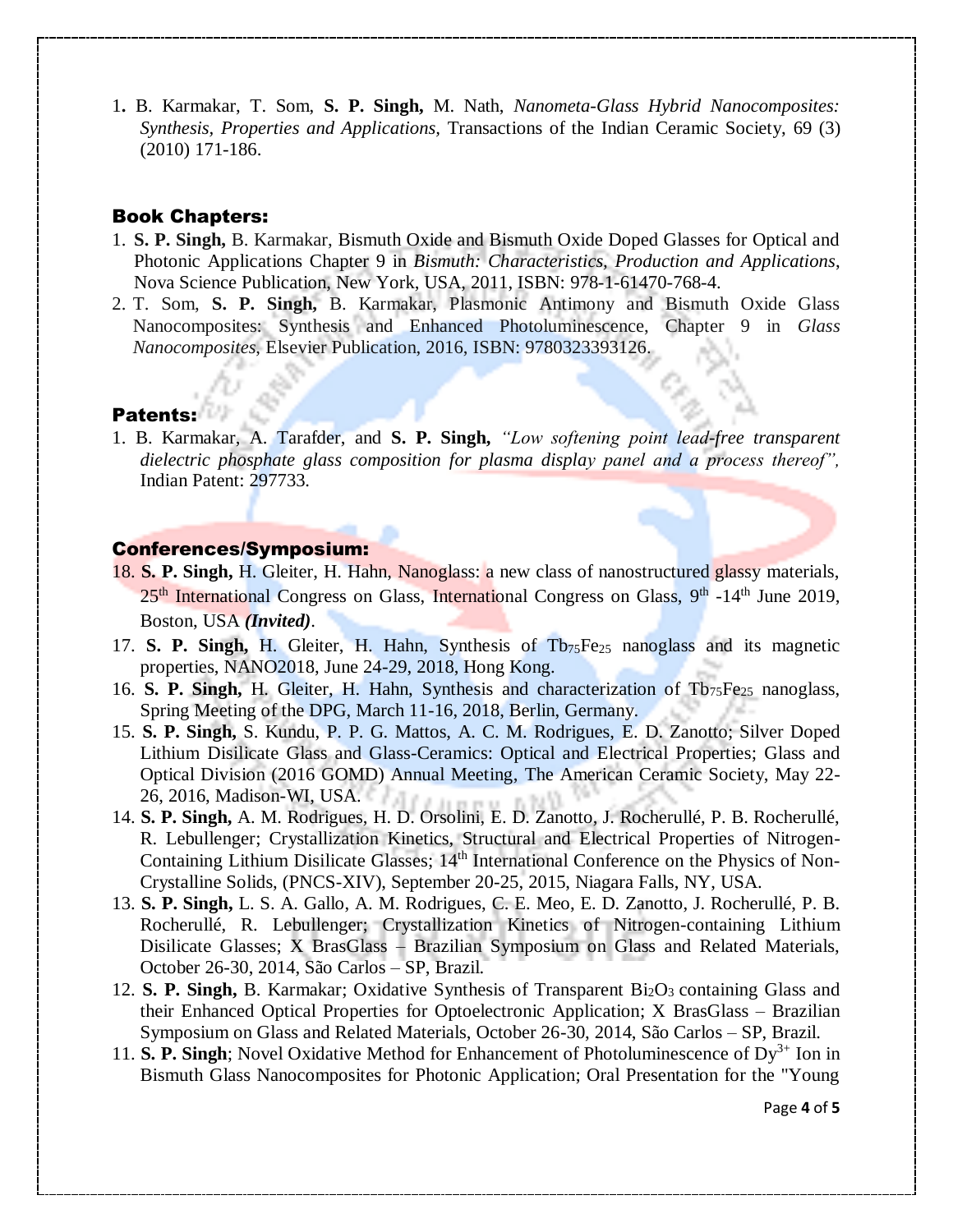1. B. Karmakar, T. Som, **S. P. Singh,** M. Nath, *Nanometa-Glass Hybrid Nanocomposites: Synthesis, Properties and Applications,* Transactions of the Indian Ceramic Society, 69 (3) (2010) 171-186.

## Book Chapters:

1. **S. P. Singh,** B. Karmakar, Bismuth Oxide and Bismuth Oxide Doped Glasses for Optical and Photonic Applications Chapter 9 in *Bismuth: Characteristics, Production and Applications*, Nova Science Publication, New York, USA, 2011, ISBN: 978-1-61470-768-4.
2. T. Som, **S. P. Singh,** B. Karmakar, Plasmonic Antimony and Bismuth Oxide Glass Nanocomposites: Synthesis and Enhanced Photoluminescence, Chapter 9 in *Glass Nanocomposites,* Elsevier Publication, 2016, ISBN: 9780323393126.

## Patents:

1. B. Karmakar, A. Tarafder, and **S. P. Singh,** *"Low softening point lead-free transparent dielectric phosphate glass composition for plasma display panel and a process thereof",* Indian Patent: 297733.

## Conferences/Symposium:

18. **S. P. Singh,** H. Gleiter, H. Hahn, Nanoglass: a new class of nanostructured glassy materials, 25th International Congress on Glass, International Congress on Glass, 9th -14th June 2019, Boston, USA ***(Invited)***.
17. **S. P. Singh,** H. Gleiter, H. Hahn, Synthesis of $Tb_{75}Fe_{25}$ nanoglass and its magnetic properties, NANO2018, June 24-29, 2018, Hong Kong.
16. **S. P. Singh,** H. Gleiter, H. Hahn, Synthesis and characterization of $Tb_{75}Fe_{25}$ nanoglass, Spring Meeting of the DPG, March 11-16, 2018, Berlin, Germany.
15. **S. P. Singh,** S. Kundu, P. P. G. Mattos, A. C. M. Rodrigues, E. D. Zanotto; Silver Doped Lithium Disilicate Glass and Glass-Ceramics: Optical and Electrical Properties; Glass and Optical Division (2016 GOMD) Annual Meeting, The American Ceramic Society, May 22-26, 2016, Madison-WI, USA.
14. **S. P. Singh,** A. M. Rodrigues, H. D. Orsolini, E. D. Zanotto, J. Rocherullé, P. B. Rocherullé, R. Lebullenger; Crystallization Kinetics, Structural and Electrical Properties of Nitrogen-Containing Lithium Disilicate Glasses; 14th International Conference on the Physics of Non-Crystalline Solids, (PNCS-XIV), September 20-25, 2015, Niagara Falls, NY, USA.
13. **S. P. Singh,** L. S. A. Gallo, A. M. Rodrigues, C. E. Meo, E. D. Zanotto, J. Rocherullé, P. B. Rocherullé, R. Lebullenger; Crystallization Kinetics of Nitrogen-containing Lithium Disilicate Glasses; X BrasGlass – Brazilian Symposium on Glass and Related Materials, October 26-30, 2014, São Carlos – SP, Brazil.
12. **S. P. Singh,** B. Karmakar; Oxidative Synthesis of Transparent $Bi_2O_3$ containing Glass and their Enhanced Optical Properties for Optoelectronic Application; X BrasGlass – Brazilian Symposium on Glass and Related Materials, October 26-30, 2014, São Carlos – SP, Brazil.
11. **S. P. Singh**; Novel Oxidative Method for Enhancement of Photoluminescence of $Dy^{3+}$ Ion in Bismuth Glass Nanocomposites for Photonic Application; Oral Presentation for the "Young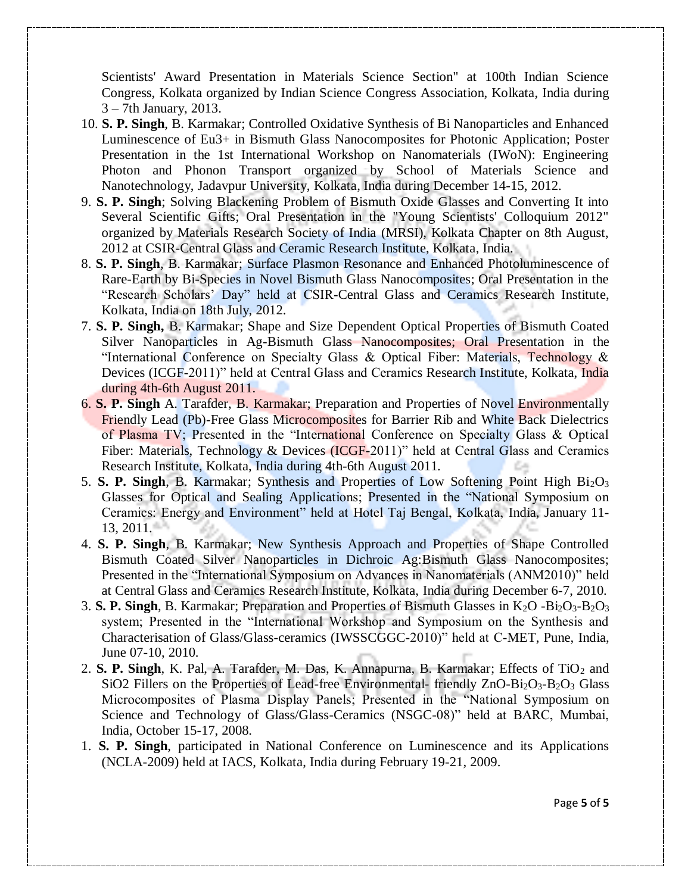Scientists' Award Presentation in Materials Science Section" at 100th Indian Science Congress, Kolkata organized by Indian Science Congress Association, Kolkata, India during 3 – 7th January, 2013.

10. **S. P. Singh**, B. Karmakar; Controlled Oxidative Synthesis of Bi Nanoparticles and Enhanced Luminescence of Eu3+ in Bismuth Glass Nanocomposites for Photonic Application; Poster Presentation in the 1st International Workshop on Nanomaterials (IWoN): Engineering Photon and Phonon Transport organized by School of Materials Science and Nanotechnology, Jadavpur University, Kolkata, India during December 14-15, 2012.
9. **S. P. Singh**; Solving Blackening Problem of Bismuth Oxide Glasses and Converting It into Several Scientific Gifts; Oral Presentation in the "Young Scientists' Colloquium 2012" organized by Materials Research Society of India (MRSI), Kolkata Chapter on 8th August, 2012 at CSIR-Central Glass and Ceramic Research Institute, Kolkata, India.
8. **S. P. Singh**, B. Karmakar; Surface Plasmon Resonance and Enhanced Photoluminescence of Rare-Earth by Bi-Species in Novel Bismuth Glass Nanocomposites; Oral Presentation in the "Research Scholars' Day" held at CSIR-Central Glass and Ceramics Research Institute, Kolkata, India on 18th July, 2012.
7. **S. P. Singh,** B. Karmakar; Shape and Size Dependent Optical Properties of Bismuth Coated Silver Nanoparticles in Ag-Bismuth Glass Nanocomposites; Oral Presentation in the "International Conference on Specialty Glass & Optical Fiber: Materials, Technology & Devices (ICGF-2011)" held at Central Glass and Ceramics Research Institute, Kolkata, India during 4th-6th August 2011.
6. **S. P. Singh** A. Tarafder, B. Karmakar; Preparation and Properties of Novel Environmentally Friendly Lead (Pb)-Free Glass Microcomposites for Barrier Rib and White Back Dielectrics of Plasma TV; Presented in the "International Conference on Specialty Glass & Optical Fiber: Materials, Technology & Devices (ICGF-2011)" held at Central Glass and Ceramics Research Institute, Kolkata, India during 4th-6th August 2011.
5. **S. P. Singh**, B. Karmakar; Synthesis and Properties of Low Softening Point High $Bi_2O_3$ Glasses for Optical and Sealing Applications; Presented in the "National Symposium on Ceramics: Energy and Environment" held at Hotel Taj Bengal, Kolkata, India, January 11-13, 2011.
4. **S. P. Singh**, B. Karmakar; New Synthesis Approach and Properties of Shape Controlled Bismuth Coated Silver Nanoparticles in Dichroic Ag:Bismuth Glass Nanocomposites; Presented in the "International Symposium on Advances in Nanomaterials (ANM2010)" held at Central Glass and Ceramics Research Institute, Kolkata, India during December 6-7, 2010.
3. **S. P. Singh**, B. Karmakar; Preparation and Properties of Bismuth Glasses in $K_2O$ -$Bi_2O_3$-$B_2O_3$ system; Presented in the "International Workshop and Symposium on the Synthesis and Characterisation of Glass/Glass-ceramics (IWSSCGGC-2010)" held at C-MET, Pune, India, June 07-10, 2010.
2. **S. P. Singh**, K. Pal, A. Tarafder, M. Das, K. Annapurna, B. Karmakar; Effects of $TiO_2$ and SiO2 Fillers on the Properties of Lead-free Environmental- friendly $ZnO$-$Bi_2O_3$-$B_2O_3$ Glass Microcomposites of Plasma Display Panels; Presented in the "National Symposium on Science and Technology of Glass/Glass-Ceramics (NSGC-08)" held at BARC, Mumbai, India, October 15-17, 2008.
1. **S. P. Singh**, participated in National Conference on Luminescence and its Applications (NCLA-2009) held at IACS, Kolkata, India during February 19-21, 2009.